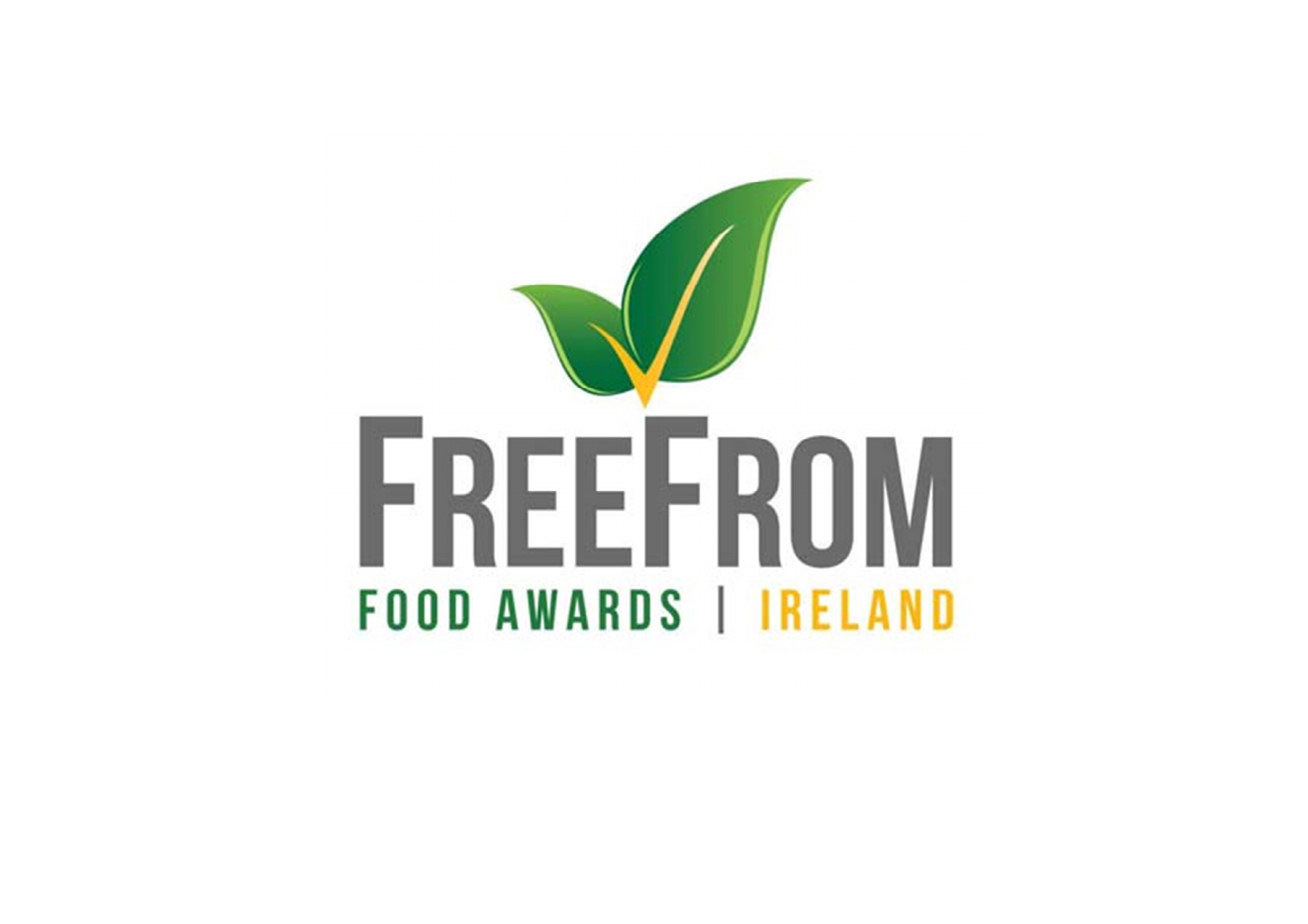# FreeFrom

FOOD AWARDS | IRELAND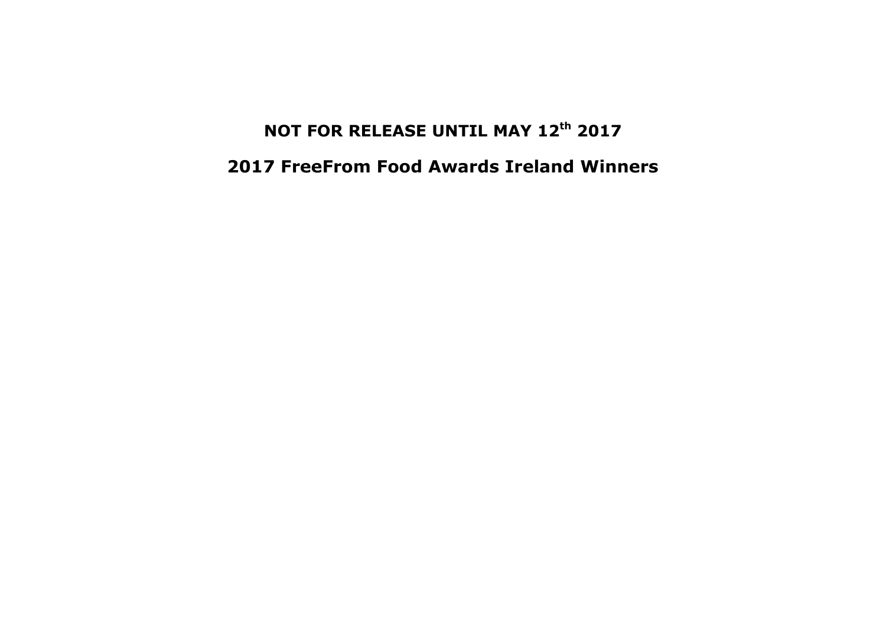**NOT FOR RELEASE UNTIL MAY 12th 2017**

# 2017 FreeFrom Food Awards Ireland Winners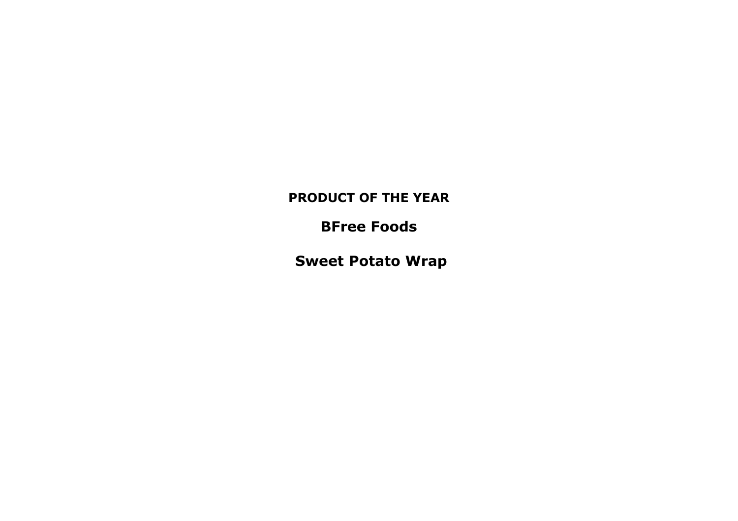**PRODUCT OF THE YEAR**

**BFree Foods**

**Sweet Potato Wrap**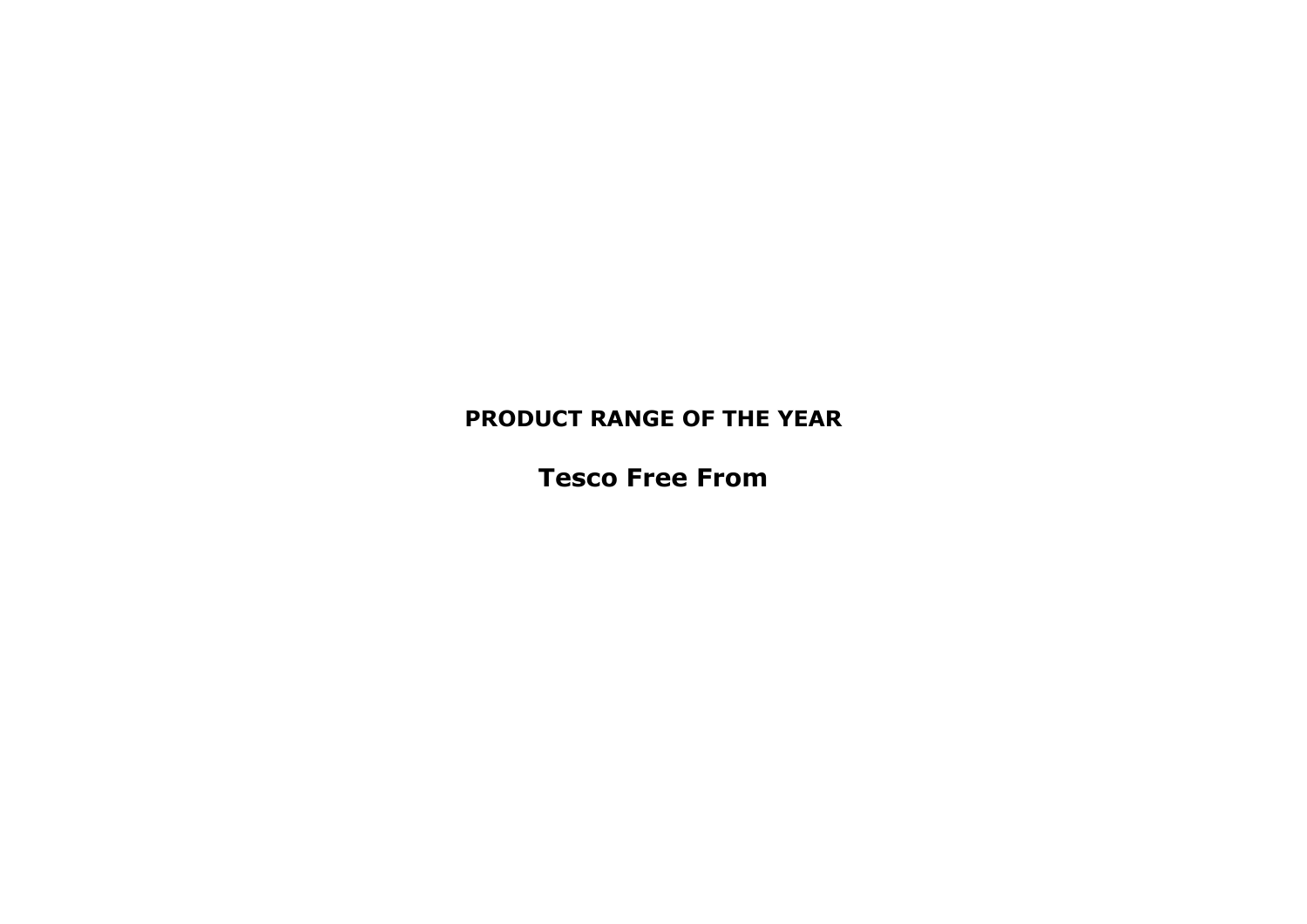## PRODUCT RANGE OF THE YEAR

# Tesco Free From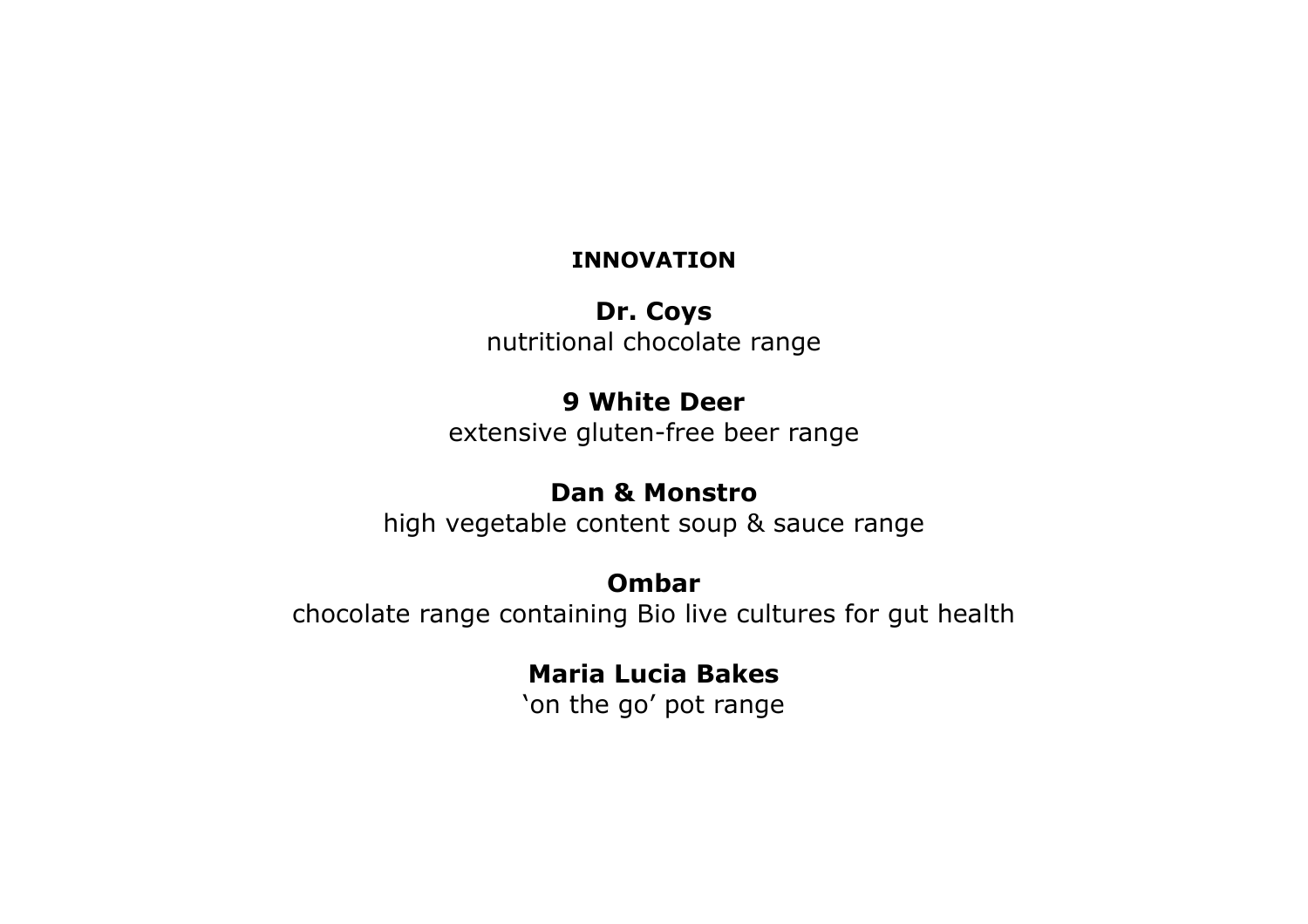## INNOVATION

**Dr. Coys**
nutritional chocolate range

**9 White Deer**
extensive gluten-free beer range

**Dan & Monstro**
high vegetable content soup & sauce range

**Ombar**
chocolate range containing Bio live cultures for gut health

**Maria Lucia Bakes**
'on the go' pot range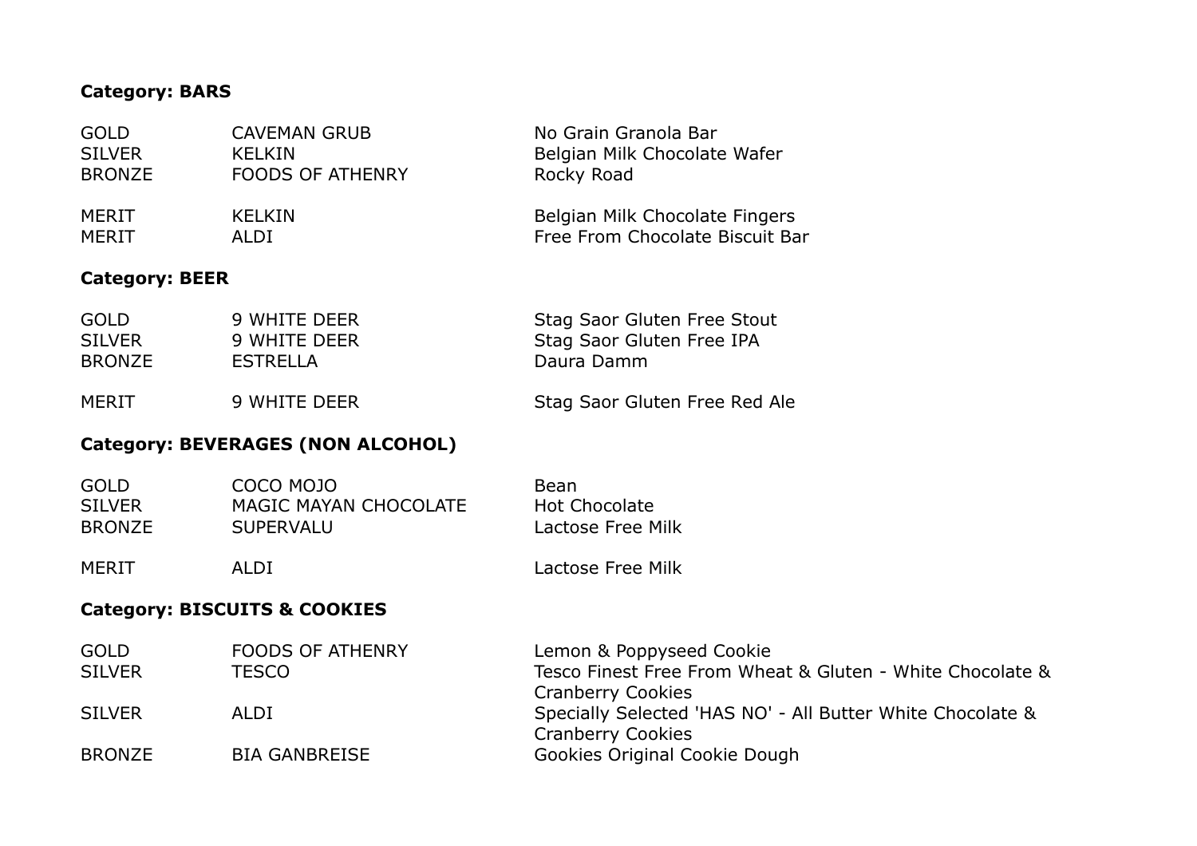**Category: BARS**

| | | |
|---|---|---|
| GOLD | CAVEMAN GRUB | No Grain Granola Bar |
| SILVER | KELKIN | Belgian Milk Chocolate Wafer |
| BRONZE | FOODS OF ATHENRY | Rocky Road |
| MERIT | KELKIN | Belgian Milk Chocolate Fingers |
| MERIT | ALDI | Free From Chocolate Biscuit Bar |

**Category: BEER**

| | | |
|---|---|---|
| GOLD | 9 WHITE DEER | Stag Saor Gluten Free Stout |
| SILVER | 9 WHITE DEER | Stag Saor Gluten Free IPA |
| BRONZE | ESTRELLA | Daura Damm |
| MERIT | 9 WHITE DEER | Stag Saor Gluten Free Red Ale |

**Category: BEVERAGES (NON ALCOHOL)**

| | | |
|---|---|---|
| GOLD | COCO MOJO | Bean |
| SILVER | MAGIC MAYAN CHOCOLATE | Hot Chocolate |
| BRONZE | SUPERVALU | Lactose Free Milk |
| MERIT | ALDI | Lactose Free Milk |

**Category: BISCUITS & COOKIES**

| | | |
|---|---|---|
| GOLD | FOODS OF ATHENRY | Lemon & Poppyseed Cookie |
| SILVER | TESCO | Tesco Finest Free From Wheat & Gluten - White Chocolate & Cranberry Cookies |
| SILVER | ALDI | Specially Selected 'HAS NO' - All Butter White Chocolate & Cranberry Cookies |
| BRONZE | BIA GANBREISE | Gookies Original Cookie Dough |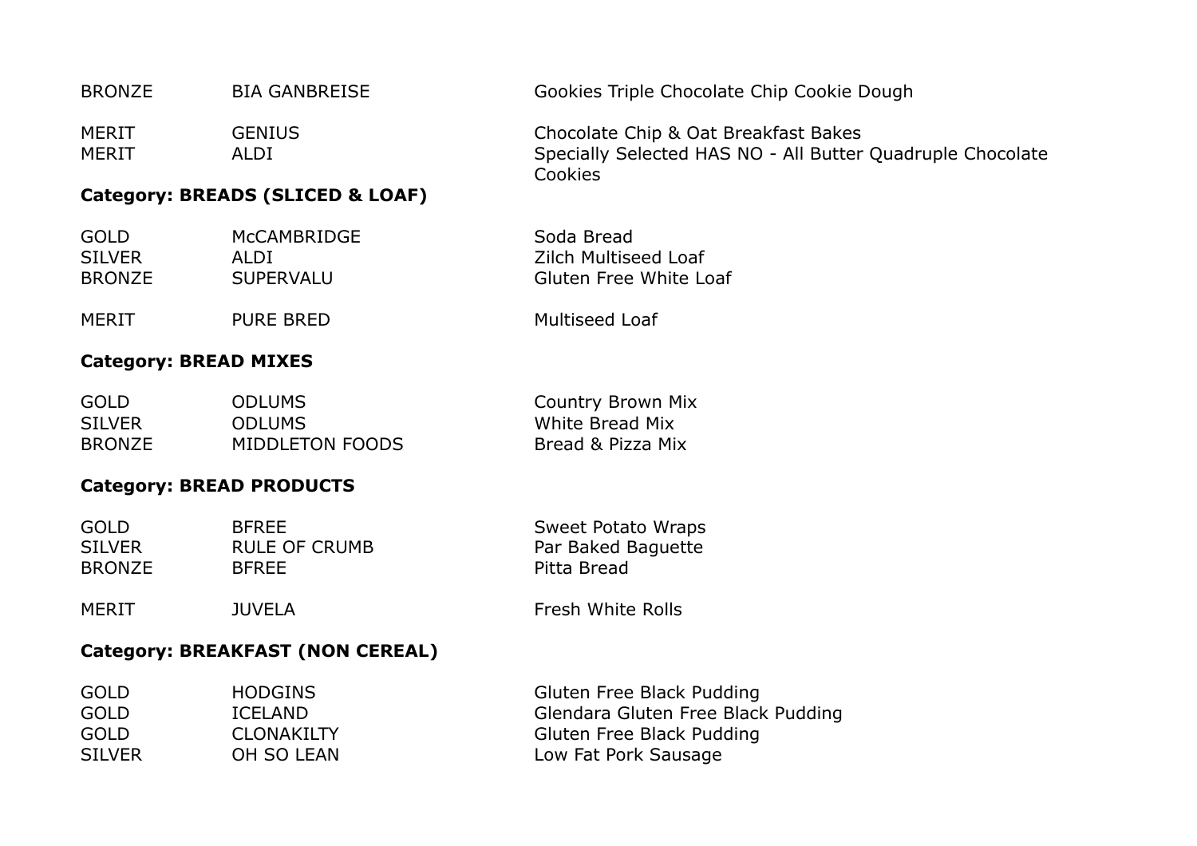| | | |
|---|---|---|
| BRONZE | BIA GANBREISE | Gookies Triple Chocolate Chip Cookie Dough |
| MERIT | GENIUS | Chocolate Chip & Oat Breakfast Bakes |
| MERIT | ALDI | Specially Selected HAS NO - All Butter Quadruple Chocolate Cookies |

**Category: BREADS (SLICED & LOAF)**

| | | |
|---|---|---|
| GOLD | McCAMBRIDGE | Soda Bread |
| SILVER | ALDI | Zilch Multiseed Loaf |
| BRONZE | SUPERVALU | Gluten Free White Loaf |
| MERIT | PURE BRED | Multiseed Loaf |

**Category: BREAD MIXES**

| | | |
|---|---|---|
| GOLD | ODLUMS | Country Brown Mix |
| SILVER | ODLUMS | White Bread Mix |
| BRONZE | MIDDLETON FOODS | Bread & Pizza Mix |

**Category: BREAD PRODUCTS**

| | | |
|---|---|---|
| GOLD | BFREE | Sweet Potato Wraps |
| SILVER | RULE OF CRUMB | Par Baked Baguette |
| BRONZE | BFREE | Pitta Bread |
| MERIT | JUVELA | Fresh White Rolls |

**Category: BREAKFAST (NON CEREAL)**

| | | |
|---|---|---|
| GOLD | HODGINS | Gluten Free Black Pudding |
| GOLD | ICELAND | Glendara Gluten Free Black Pudding |
| GOLD | CLONAKILTY | Gluten Free Black Pudding |
| SILVER | OH SO LEAN | Low Fat Pork Sausage |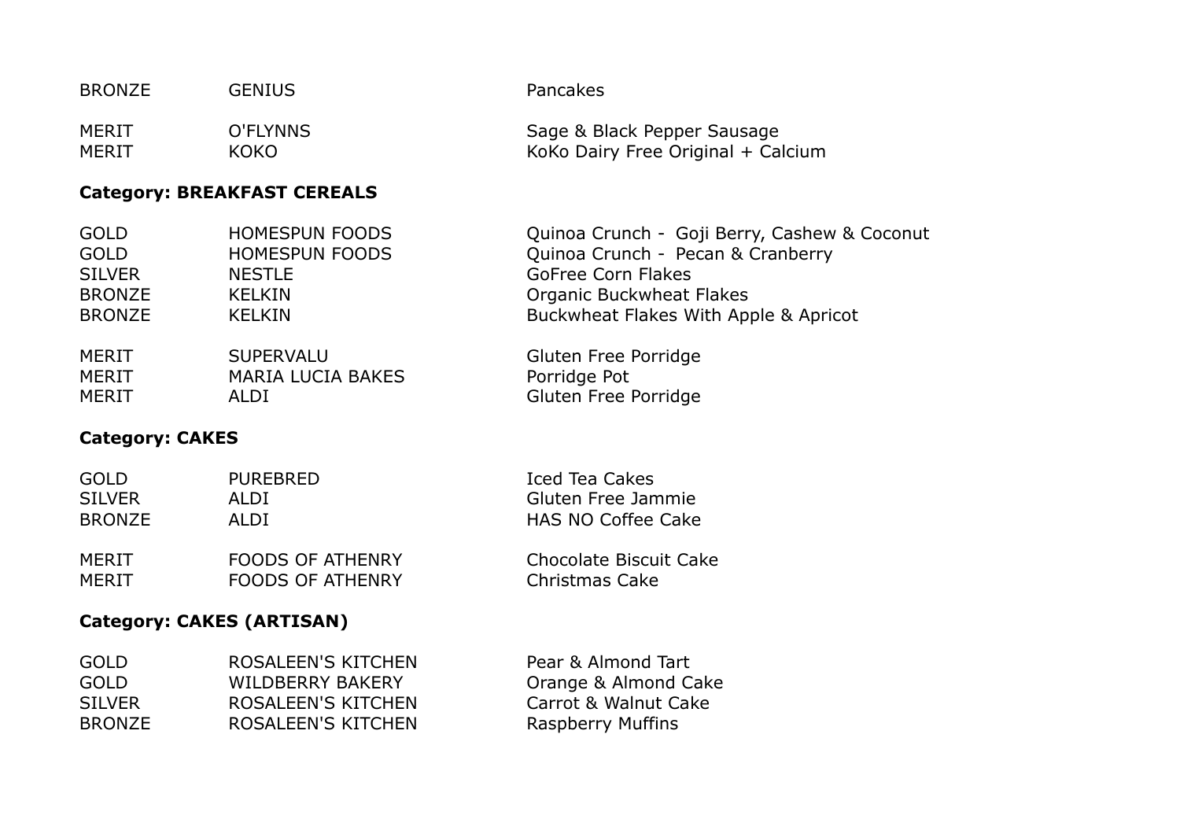| | | |
|---|---|---|
| BRONZE | GENIUS | Pancakes |
| MERIT | O'FLYNNS | Sage & Black Pepper Sausage |
| MERIT | KOKO | KoKo Dairy Free Original + Calcium |

**Category: BREAKFAST CEREALS**

| | | |
|---|---|---|
| GOLD | HOMESPUN FOODS | Quinoa Crunch -  Goji Berry, Cashew & Coconut |
| GOLD | HOMESPUN FOODS | Quinoa Crunch -  Pecan & Cranberry |
| SILVER | NESTLE | GoFree Corn Flakes |
| BRONZE | KELKIN | Organic Buckwheat Flakes |
| BRONZE | KELKIN | Buckwheat Flakes With Apple & Apricot |
| MERIT | SUPERVALU | Gluten Free Porridge |
| MERIT | MARIA LUCIA BAKES | Porridge Pot |
| MERIT | ALDI | Gluten Free Porridge |

**Category: CAKES**

| | | |
|---|---|---|
| GOLD | PUREBRED | Iced Tea Cakes |
| SILVER | ALDI | Gluten Free Jammie |
| BRONZE | ALDI | HAS NO Coffee Cake |
| MERIT | FOODS OF ATHENRY | Chocolate Biscuit Cake |
| MERIT | FOODS OF ATHENRY | Christmas Cake |

**Category: CAKES (ARTISAN)**

| | | |
|---|---|---|
| GOLD | ROSALEEN'S KITCHEN | Pear & Almond Tart |
| GOLD | WILDBERRY BAKERY | Orange & Almond Cake |
| SILVER | ROSALEEN'S KITCHEN | Carrot & Walnut Cake |
| BRONZE | ROSALEEN'S KITCHEN | Raspberry Muffins |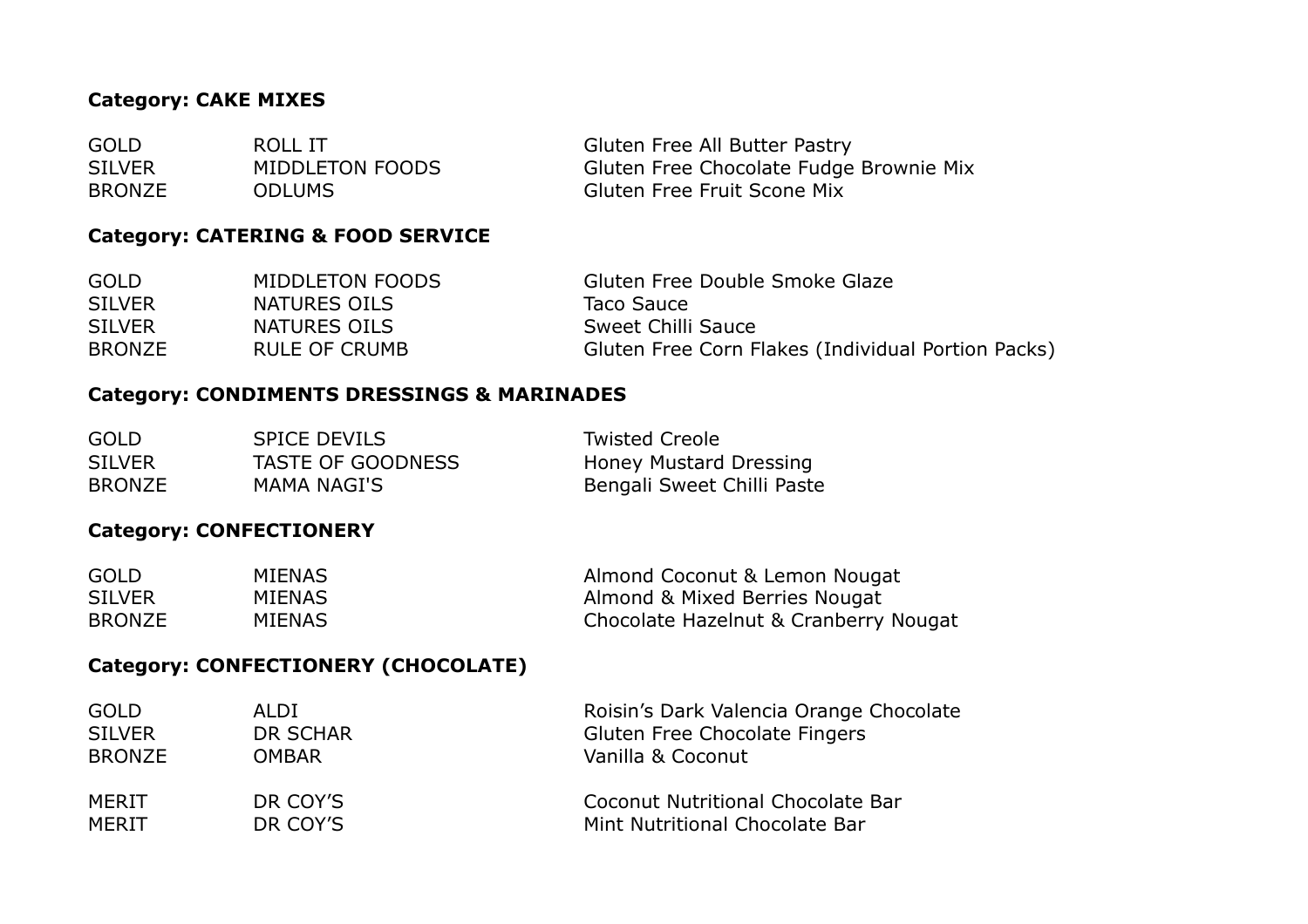**Category: CAKE MIXES**

| | | |
|---|---|---|
| GOLD | ROLL IT | Gluten Free All Butter Pastry |
| SILVER | MIDDLETON FOODS | Gluten Free Chocolate Fudge Brownie Mix |
| BRONZE | ODLUMS | Gluten Free Fruit Scone Mix |

**Category: CATERING & FOOD SERVICE**

| | | |
|---|---|---|
| GOLD | MIDDLETON FOODS | Gluten Free Double Smoke Glaze |
| SILVER | NATURES OILS | Taco Sauce |
| SILVER | NATURES OILS | Sweet Chilli Sauce |
| BRONZE | RULE OF CRUMB | Gluten Free Corn Flakes (Individual Portion Packs) |

**Category: CONDIMENTS DRESSINGS & MARINADES**

| | | |
|---|---|---|
| GOLD | SPICE DEVILS | Twisted Creole |
| SILVER | TASTE OF GOODNESS | Honey Mustard Dressing |
| BRONZE | MAMA NAGI'S | Bengali Sweet Chilli Paste |

**Category: CONFECTIONERY**

| | | |
|---|---|---|
| GOLD | MIENAS | Almond Coconut & Lemon Nougat |
| SILVER | MIENAS | Almond & Mixed Berries Nougat |
| BRONZE | MIENAS | Chocolate Hazelnut & Cranberry Nougat |

**Category: CONFECTIONERY (CHOCOLATE)**

| | | |
|---|---|---|
| GOLD | ALDI | Roisin’s Dark Valencia Orange Chocolate |
| SILVER | DR SCHAR | Gluten Free Chocolate Fingers |
| BRONZE | OMBAR | Vanilla & Coconut |
| MERIT | DR COY’S | Coconut Nutritional Chocolate Bar |
| MERIT | DR COY’S | Mint Nutritional Chocolate Bar |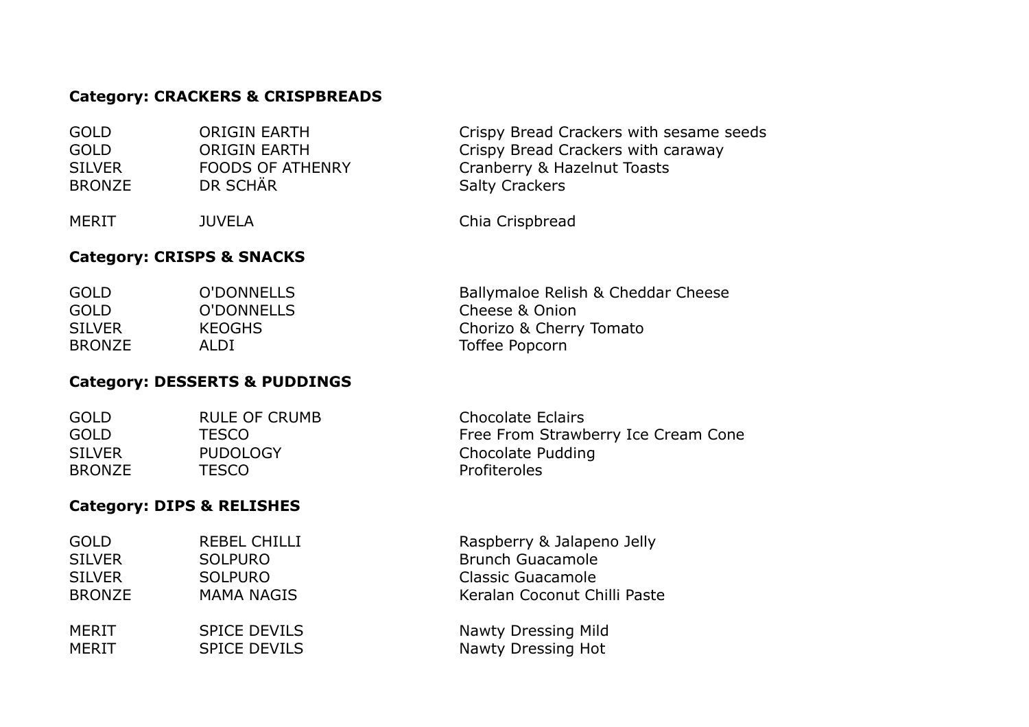**Category: CRACKERS & CRISPBREADS**

| | | |
|---|---|---|
| GOLD | ORIGIN EARTH | Crispy Bread Crackers with sesame seeds |
| GOLD | ORIGIN EARTH | Crispy Bread Crackers with caraway |
| SILVER | FOODS OF ATHENRY | Cranberry & Hazelnut Toasts |
| BRONZE | DR SCHÄR | Salty Crackers |
| MERIT | JUVELA | Chia Crispbread |

**Category: CRISPS & SNACKS**

| | | |
|---|---|---|
| GOLD | O'DONNELLS | Ballymaloe Relish & Cheddar Cheese |
| GOLD | O'DONNELLS | Cheese & Onion |
| SILVER | KEOGHS | Chorizo & Cherry Tomato |
| BRONZE | ALDI | Toffee Popcorn |

**Category: DESSERTS & PUDDINGS**

| | | |
|---|---|---|
| GOLD | RULE OF CRUMB | Chocolate Eclairs |
| GOLD | TESCO | Free From Strawberry Ice Cream Cone |
| SILVER | PUDOLOGY | Chocolate Pudding |
| BRONZE | TESCO | Profiteroles |

**Category: DIPS & RELISHES**

| | | |
|---|---|---|
| GOLD | REBEL CHILLI | Raspberry & Jalapeno Jelly |
| SILVER | SOLPURO | Brunch Guacamole |
| SILVER | SOLPURO | Classic Guacamole |
| BRONZE | MAMA NAGIS | Keralan Coconut Chilli Paste |
| MERIT | SPICE DEVILS | Nawty Dressing Mild |
| MERIT | SPICE DEVILS | Nawty Dressing Hot |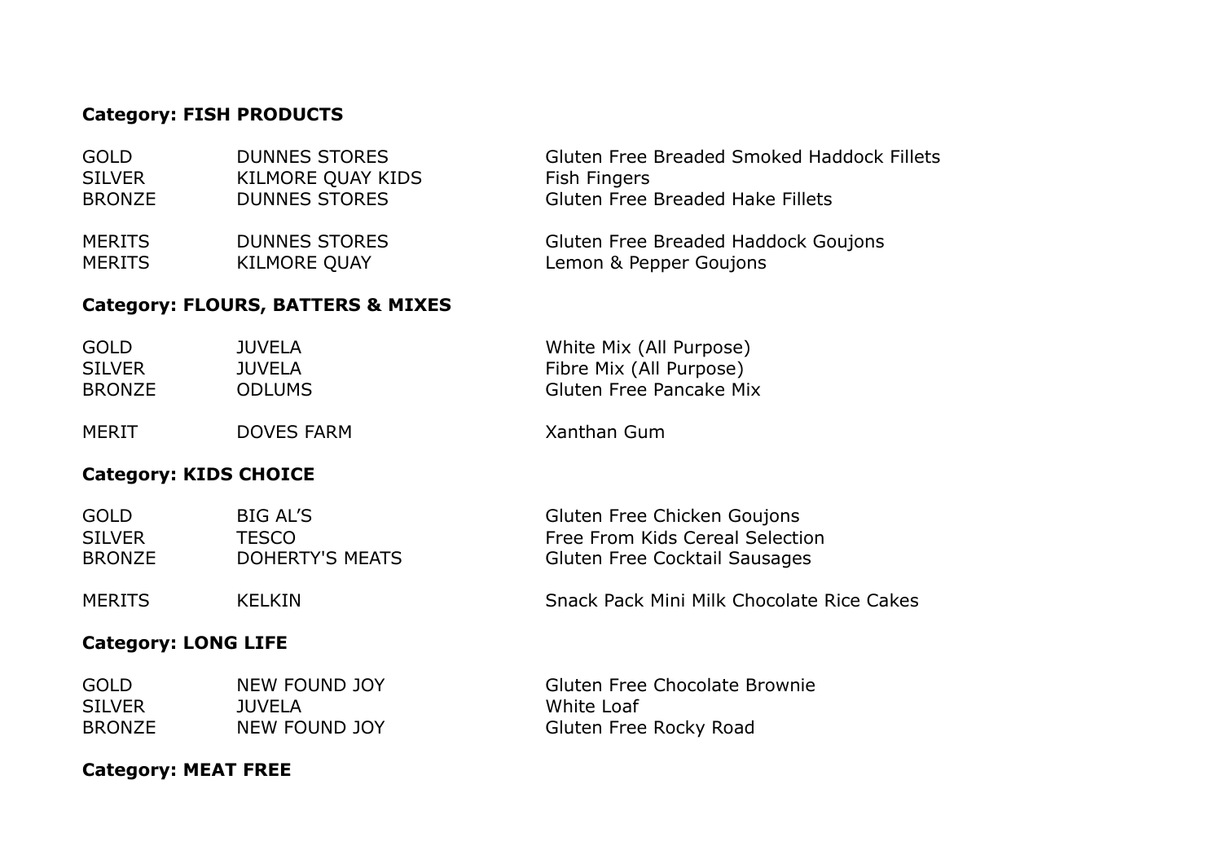**Category: FISH PRODUCTS**

| | | |
|---|---|---|
| GOLD | DUNNES STORES | Gluten Free Breaded Smoked Haddock Fillets |
| SILVER | KILMORE QUAY KIDS | Fish Fingers |
| BRONZE | DUNNES STORES | Gluten Free Breaded Hake Fillets |
| MERITS | DUNNES STORES | Gluten Free Breaded Haddock Goujons |
| MERITS | KILMORE QUAY | Lemon & Pepper Goujons |

**Category: FLOURS, BATTERS & MIXES**

| | | |
|---|---|---|
| GOLD | JUVELA | White Mix (All Purpose) |
| SILVER | JUVELA | Fibre Mix (All Purpose) |
| BRONZE | ODLUMS | Gluten Free Pancake Mix |
| MERIT | DOVES FARM | Xanthan Gum |

**Category: KIDS CHOICE**

| | | |
|---|---|---|
| GOLD | BIG AL'S | Gluten Free Chicken Goujons |
| SILVER | TESCO | Free From Kids Cereal Selection |
| BRONZE | DOHERTY'S MEATS | Gluten Free Cocktail Sausages |
| MERITS | KELKIN | Snack Pack Mini Milk Chocolate Rice Cakes |

**Category: LONG LIFE**

| | | |
|---|---|---|
| GOLD | NEW FOUND JOY | Gluten Free Chocolate Brownie |
| SILVER | JUVELA | White Loaf |
| BRONZE | NEW FOUND JOY | Gluten Free Rocky Road |

**Category: MEAT FREE**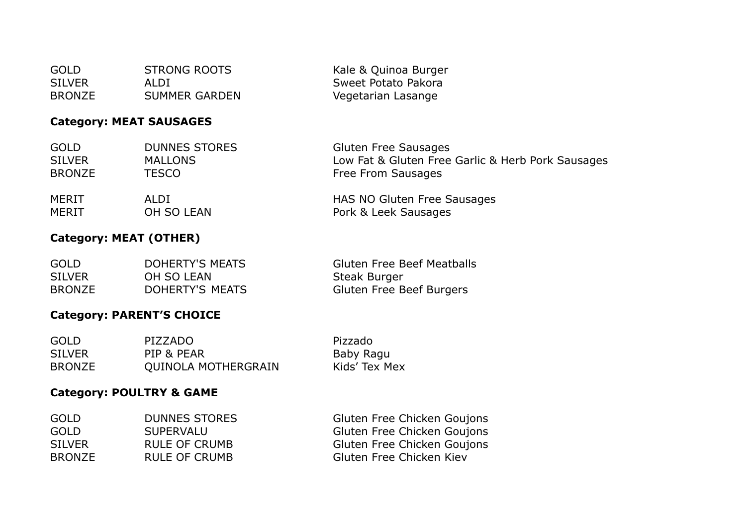| | | |
|---|---|---|
| GOLD | STRONG ROOTS | Kale & Quinoa Burger |
| SILVER | ALDI | Sweet Potato Pakora |
| BRONZE | SUMMER GARDEN | Vegetarian Lasange |

**Category: MEAT SAUSAGES**

| | | |
|---|---|---|
| GOLD | DUNNES STORES | Gluten Free Sausages |
| SILVER | MALLONS | Low Fat & Gluten Free Garlic & Herb Pork Sausages |
| BRONZE | TESCO | Free From Sausages |
| MERIT | ALDI | HAS NO Gluten Free Sausages |
| MERIT | OH SO LEAN | Pork & Leek Sausages |

**Category: MEAT (OTHER)**

| | | |
|---|---|---|
| GOLD | DOHERTY'S MEATS | Gluten Free Beef Meatballs |
| SILVER | OH SO LEAN | Steak Burger |
| BRONZE | DOHERTY'S MEATS | Gluten Free Beef Burgers |

**Category: PARENT'S CHOICE**

| | | |
|---|---|---|
| GOLD | PIZZADO | Pizzado |
| SILVER | PIP & PEAR | Baby Ragu |
| BRONZE | QUINOLA MOTHERGRAIN | Kids' Tex Mex |

**Category: POULTRY & GAME**

| | | |
|---|---|---|
| GOLD | DUNNES STORES | Gluten Free Chicken Goujons |
| GOLD | SUPERVALU | Gluten Free Chicken Goujons |
| SILVER | RULE OF CRUMB | Gluten Free Chicken Goujons |
| BRONZE | RULE OF CRUMB | Gluten Free Chicken Kiev |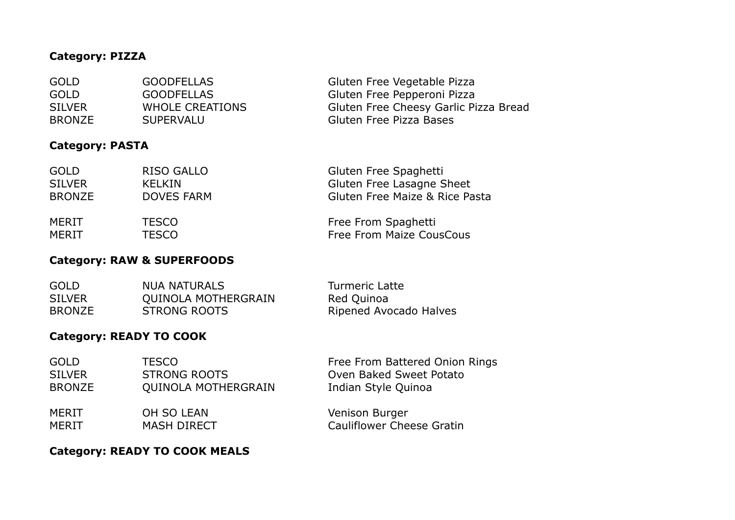**Category: PIZZA**

| | | |
|---|---|---|
| GOLD | GOODFELLAS | Gluten Free Vegetable Pizza |
| GOLD | GOODFELLAS | Gluten Free Pepperoni Pizza |
| SILVER | WHOLE CREATIONS | Gluten Free Cheesy Garlic Pizza Bread |
| BRONZE | SUPERVALU | Gluten Free Pizza Bases |

**Category: PASTA**

| | | |
|---|---|---|
| GOLD | RISO GALLO | Gluten Free Spaghetti |
| SILVER | KELKIN | Gluten Free Lasagne Sheet |
| BRONZE | DOVES FARM | Gluten Free Maize & Rice Pasta |
| MERIT | TESCO | Free From Spaghetti |
| MERIT | TESCO | Free From Maize CousCous |

**Category: RAW & SUPERFOODS**

| | | |
|---|---|---|
| GOLD | NUA NATURALS | Turmeric Latte |
| SILVER | QUINOLA MOTHERGRAIN | Red Quinoa |
| BRONZE | STRONG ROOTS | Ripened Avocado Halves |

**Category: READY TO COOK**

| | | |
|---|---|---|
| GOLD | TESCO | Free From Battered Onion Rings |
| SILVER | STRONG ROOTS | Oven Baked Sweet Potato |
| BRONZE | QUINOLA MOTHERGRAIN | Indian Style Quinoa |
| MERIT | OH SO LEAN | Venison Burger |
| MERIT | MASH DIRECT | Cauliflower Cheese Gratin |

**Category: READY TO COOK MEALS**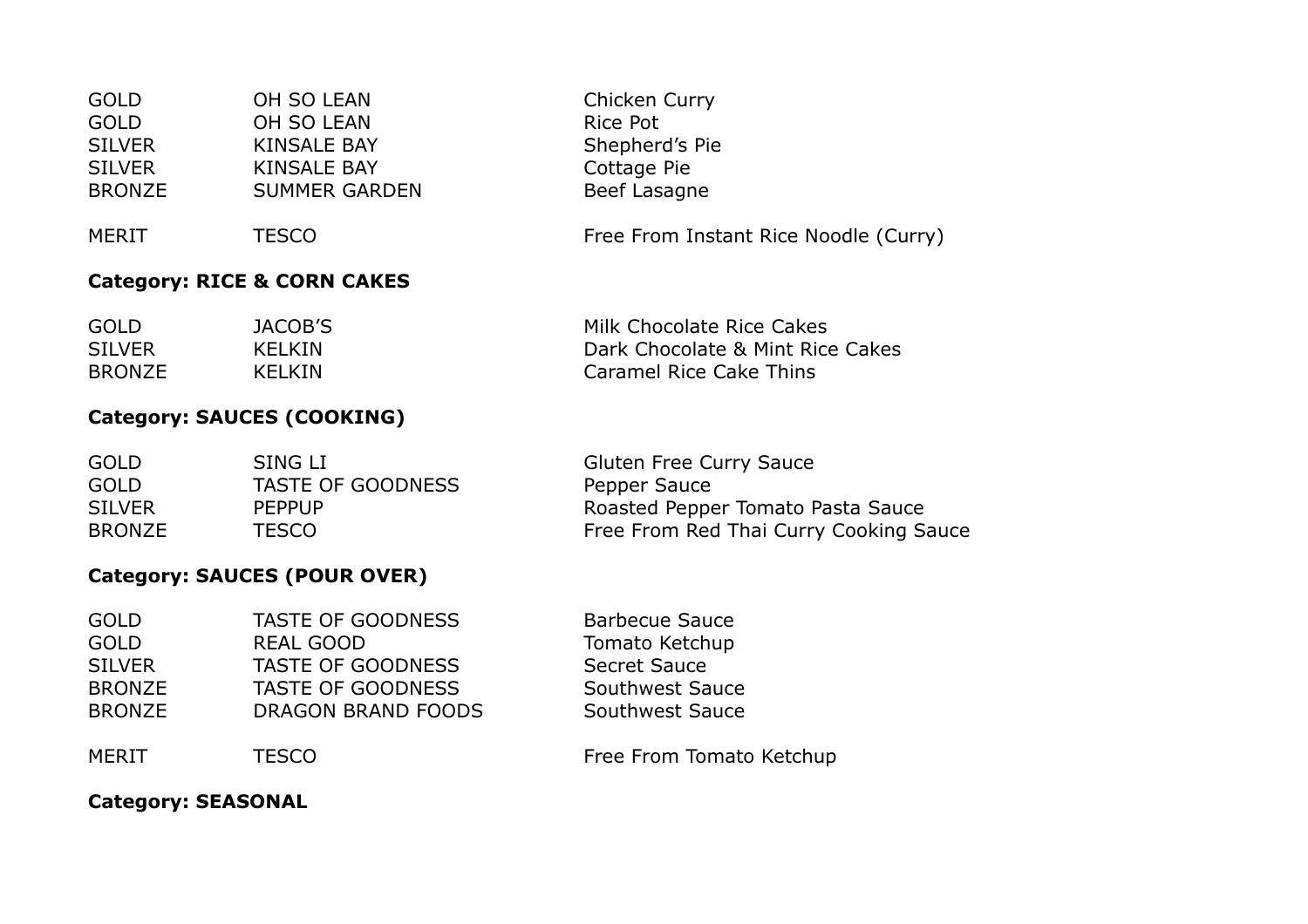| | | |
|---|---|---|
| GOLD | OH SO LEAN | Chicken Curry |
| GOLD | OH SO LEAN | Rice Pot |
| SILVER | KINSALE BAY | Shepherd's Pie |
| SILVER | KINSALE BAY | Cottage Pie |
| BRONZE | SUMMER GARDEN | Beef Lasagne |
| MERIT | TESCO | Free From Instant Rice Noodle (Curry) |

**Category: RICE & CORN CAKES**

| | | |
|---|---|---|
| GOLD | JACOB'S | Milk Chocolate Rice Cakes |
| SILVER | KELKIN | Dark Chocolate & Mint Rice Cakes |
| BRONZE | KELKIN | Caramel Rice Cake Thins |

**Category: SAUCES (COOKING)**

| | | |
|---|---|---|
| GOLD | SING LI | Gluten Free Curry Sauce |
| GOLD | TASTE OF GOODNESS | Pepper Sauce |
| SILVER | PEPPUP | Roasted Pepper Tomato Pasta Sauce |
| BRONZE | TESCO | Free From Red Thai Curry Cooking Sauce |

**Category: SAUCES (POUR OVER)**

| | | |
|---|---|---|
| GOLD | TASTE OF GOODNESS | Barbecue Sauce |
| GOLD | REAL GOOD | Tomato Ketchup |
| SILVER | TASTE OF GOODNESS | Secret Sauce |
| BRONZE | TASTE OF GOODNESS | Southwest Sauce |
| BRONZE | DRAGON BRAND FOODS | Southwest Sauce |
| MERIT | TESCO | Free From Tomato Ketchup |

**Category: SEASONAL**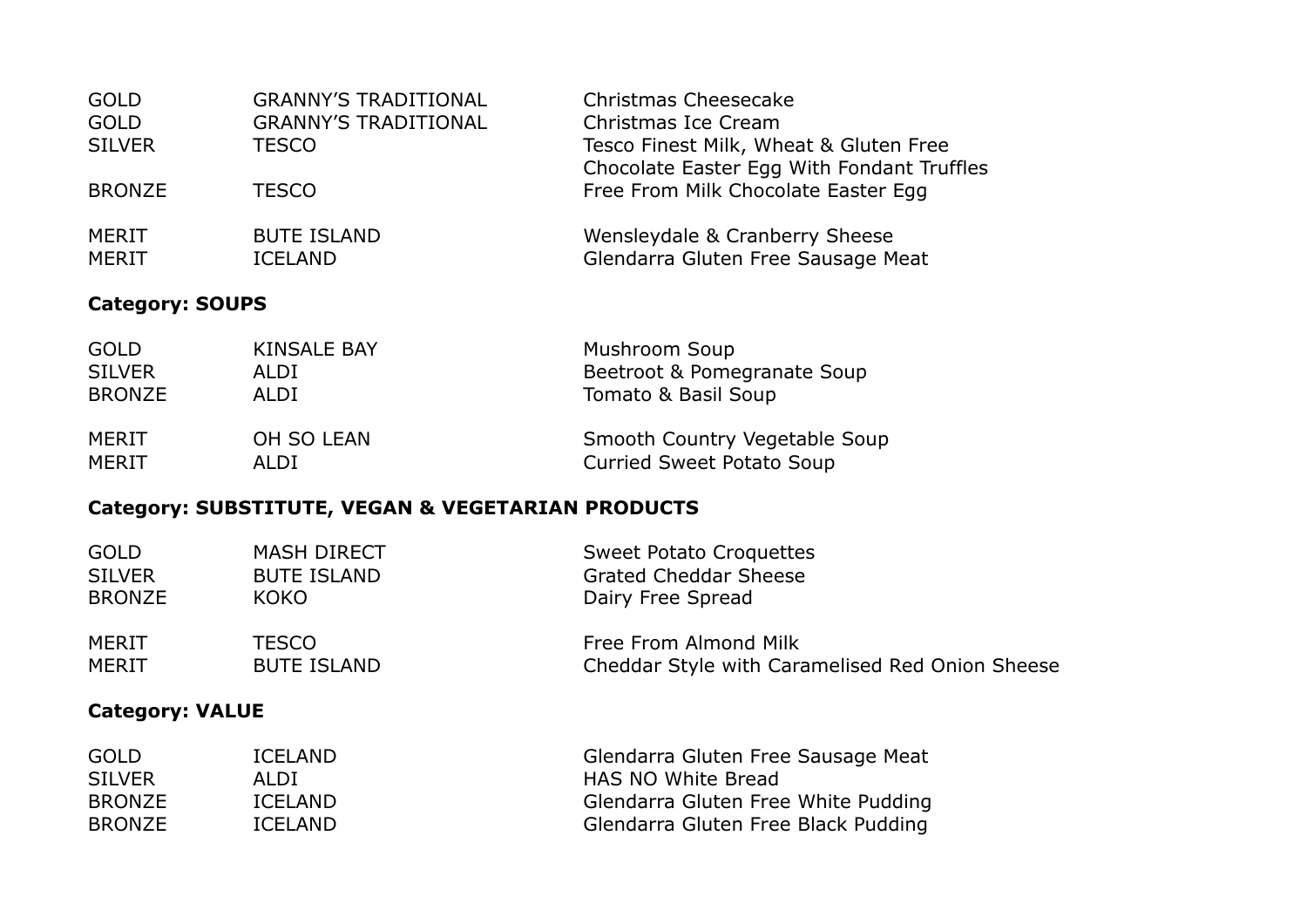| | | |
|---|---|---|
| GOLD | GRANNY'S TRADITIONAL | Christmas Cheesecake |
| GOLD | GRANNY'S TRADITIONAL | Christmas Ice Cream |
| SILVER | TESCO | Tesco Finest Milk, Wheat & Gluten Free Chocolate Easter Egg With Fondant Truffles |
| BRONZE | TESCO | Free From Milk Chocolate Easter Egg |
| MERIT | BUTE ISLAND | Wensleydale & Cranberry Sheese |
| MERIT | ICELAND | Glendarra Gluten Free Sausage Meat |

**Category: SOUPS**

| | | |
|---|---|---|
| GOLD | KINSALE BAY | Mushroom Soup |
| SILVER | ALDI | Beetroot & Pomegranate Soup |
| BRONZE | ALDI | Tomato & Basil Soup |
| MERIT | OH SO LEAN | Smooth Country Vegetable Soup |
| MERIT | ALDI | Curried Sweet Potato Soup |

**Category: SUBSTITUTE, VEGAN & VEGETARIAN PRODUCTS**

| | | |
|---|---|---|
| GOLD | MASH DIRECT | Sweet Potato Croquettes |
| SILVER | BUTE ISLAND | Grated Cheddar Sheese |
| BRONZE | KOKO | Dairy Free Spread |
| MERIT | TESCO | Free From Almond Milk |
| MERIT | BUTE ISLAND | Cheddar Style with Caramelised Red Onion Sheese |

**Category: VALUE**

| | | |
|---|---|---|
| GOLD | ICELAND | Glendarra Gluten Free Sausage Meat |
| SILVER | ALDI | HAS NO White Bread |
| BRONZE | ICELAND | Glendarra Gluten Free White Pudding |
| BRONZE | ICELAND | Glendarra Gluten Free Black Pudding |